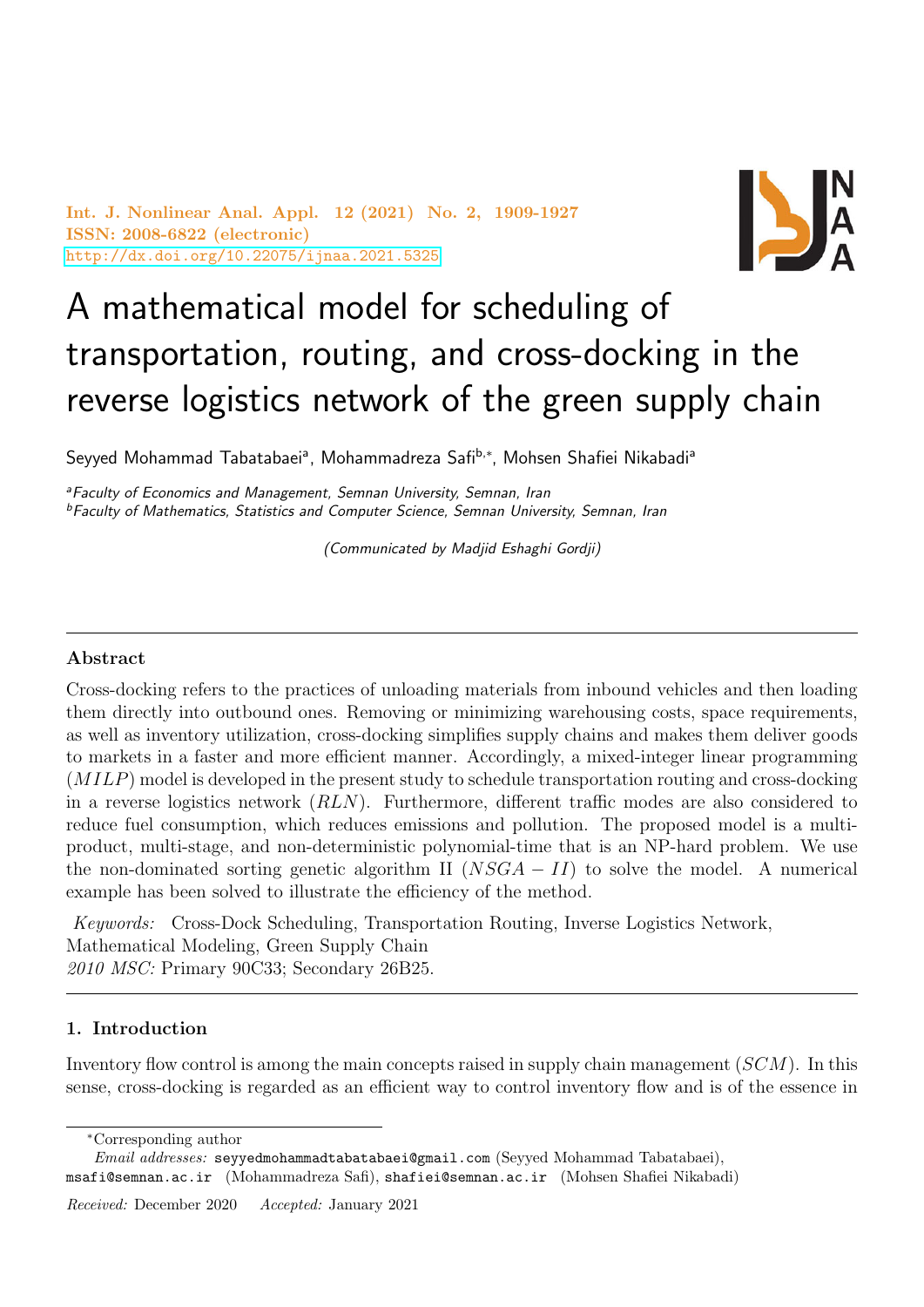# A mathematical model for scheduling of transportation, routing, and cross-docking in the reverse logistics network of the green supply chain

Seyyed Mohammad Tabatabaei[a], Mohammadreza Safi[b,*], Mohsen Shafiei Nikabadi[a]

[a]*Faculty of Economics and Management, Semnan University, Semnan, Iran*
[b]*Faculty of Mathematics, Statistics and Computer Science, Semnan University, Semnan, Iran*

*(Communicated by Madjid Eshaghi Gordji)*

---

### Abstract

Cross-docking refers to the practices of unloading materials from inbound vehicles and then loading them directly into outbound ones. Removing or minimizing warehousing costs, space requirements, as well as inventory utilization, cross-docking simplifies supply chains and makes them deliver goods to markets in a faster and more efficient manner. Accordingly, a mixed-integer linear programming ($MILP$) model is developed in the present study to schedule transportation routing and cross-docking in a reverse logistics network ($RLN$). Furthermore, different traffic modes are also considered to reduce fuel consumption, which reduces emissions and pollution. The proposed model is a multi-product, multi-stage, and non-deterministic polynomial-time that is an NP-hard problem. We use the non-dominated sorting genetic algorithm II ($NSGA-II$) to solve the model. A numerical example has been solved to illustrate the efficiency of the method.

*Keywords:* Cross-Dock Scheduling, Transportation Routing, Inverse Logistics Network, Mathematical Modeling, Green Supply Chain
*2010 MSC:* Primary 90C33; Secondary 26B25.

---

## 1. Introduction

Inventory flow control is among the main concepts raised in supply chain management ($SCM$). In this sense, cross-docking is regarded as an efficient way to control inventory flow and is of the essence in

---

*Corresponding author

*Email addresses:* seyyedmohammadtabatabaei@gmail.com (Seyyed Mohammad Tabatabaei), msafi@semnan.ac.ir (Mohammadreza Safi), shafiei@semnan.ac.ir (Mohsen Shafiei Nikabadi)

*Received:* December 2020 *Accepted:* January 2021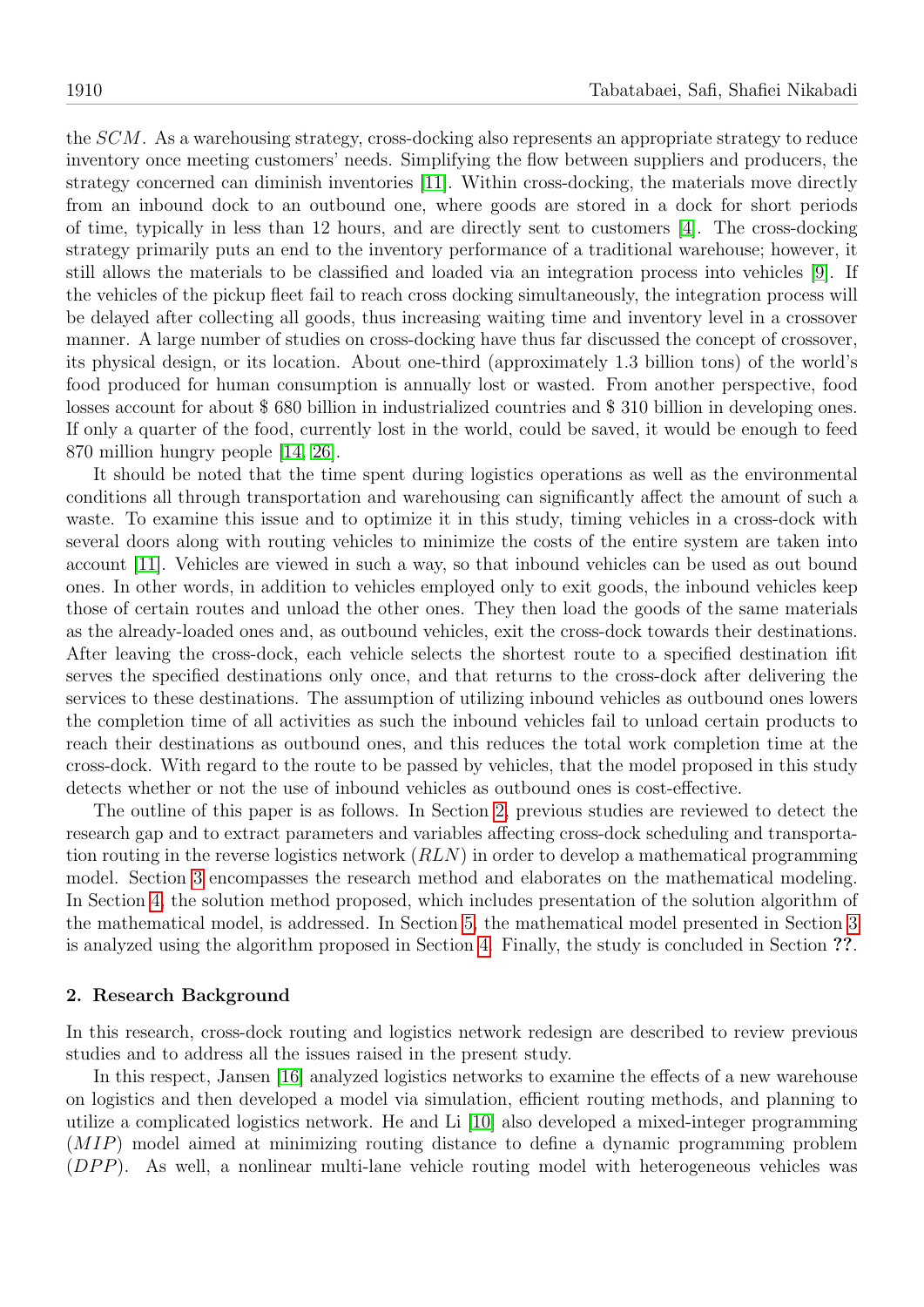the $SCM$. As a warehousing strategy, cross-docking also represents an appropriate strategy to reduce inventory once meeting customers' needs. Simplifying the flow between suppliers and producers, the strategy concerned can diminish inventories [11]. Within cross-docking, the materials move directly from an inbound dock to an outbound one, where goods are stored in a dock for short periods of time, typically in less than 12 hours, and are directly sent to customers [4]. The cross-docking strategy primarily puts an end to the inventory performance of a traditional warehouse; however, it still allows the materials to be classified and loaded via an integration process into vehicles [9]. If the vehicles of the pickup fleet fail to reach cross docking simultaneously, the integration process will be delayed after collecting all goods, thus increasing waiting time and inventory level in a crossover manner. A large number of studies on cross-docking have thus far discussed the concept of crossover, its physical design, or its location. About one-third (approximately 1.3 billion tons) of the world's food produced for human consumption is annually lost or wasted. From another perspective, food losses account for about $ 680 billion in industrialized countries and $ 310 billion in developing ones. If only a quarter of the food, currently lost in the world, could be saved, it would be enough to feed 870 million hungry people [14, 26].

It should be noted that the time spent during logistics operations as well as the environmental conditions all through transportation and warehousing can significantly affect the amount of such a waste. To examine this issue and to optimize it in this study, timing vehicles in a cross-dock with several doors along with routing vehicles to minimize the costs of the entire system are taken into account [11]. Vehicles are viewed in such a way, so that inbound vehicles can be used as out bound ones. In other words, in addition to vehicles employed only to exit goods, the inbound vehicles keep those of certain routes and unload the other ones. They then load the goods of the same materials as the already-loaded ones and, as outbound vehicles, exit the cross-dock towards their destinations. After leaving the cross-dock, each vehicle selects the shortest route to a specified destination ifit serves the specified destinations only once, and that returns to the cross-dock after delivering the services to these destinations. The assumption of utilizing inbound vehicles as outbound ones lowers the completion time of all activities as such the inbound vehicles fail to unload certain products to reach their destinations as outbound ones, and this reduces the total work completion time at the cross-dock. With regard to the route to be passed by vehicles, that the model proposed in this study detects whether or not the use of inbound vehicles as outbound ones is cost-effective.

The outline of this paper is as follows. In Section 2, previous studies are reviewed to detect the research gap and to extract parameters and variables affecting cross-dock scheduling and transportation routing in the reverse logistics network ($RLN$) in order to develop a mathematical programming model. Section 3 encompasses the research method and elaborates on the mathematical modeling. In Section 4, the solution method proposed, which includes presentation of the solution algorithm of the mathematical model, is addressed. In Section 5, the mathematical model presented in Section 3 is analyzed using the algorithm proposed in Section 4. Finally, the study is concluded in Section **??**.

## 2. Research Background

In this research, cross-dock routing and logistics network redesign are described to review previous studies and to address all the issues raised in the present study.

In this respect, Jansen [16] analyzed logistics networks to examine the effects of a new warehouse on logistics and then developed a model via simulation, efficient routing methods, and planning to utilize a complicated logistics network. He and Li [10] also developed a mixed-integer programming ($MIP$) model aimed at minimizing routing distance to define a dynamic programming problem ($DPP$). As well, a nonlinear multi-lane vehicle routing model with heterogeneous vehicles was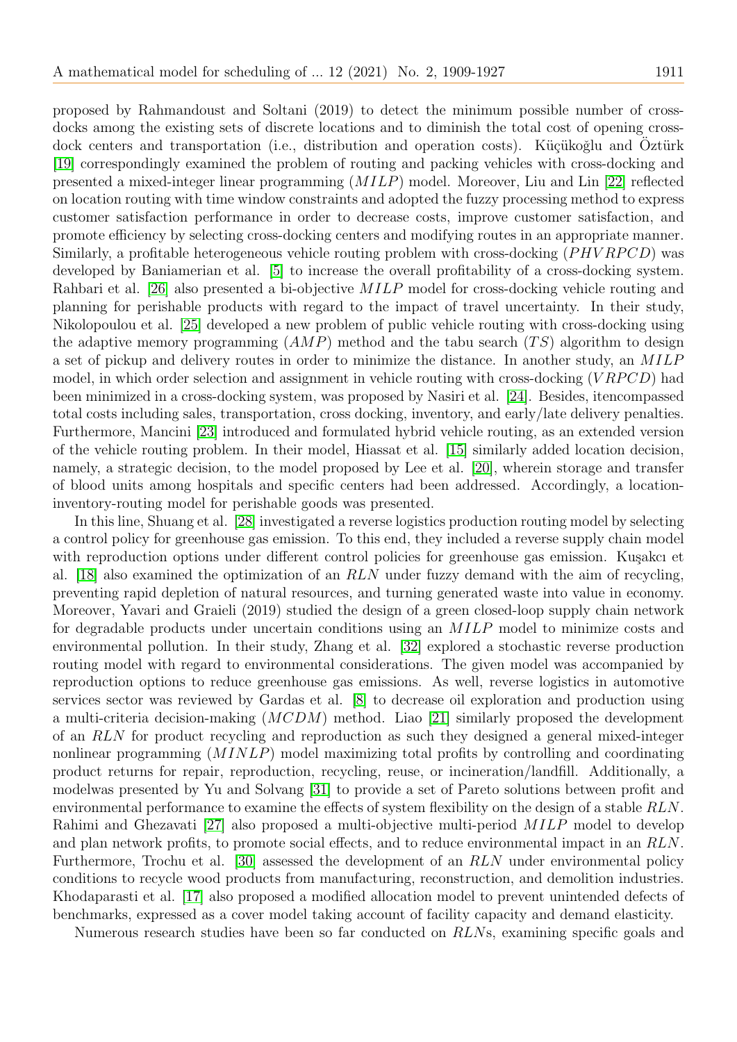proposed by Rahmandoust and Soltani (2019) to detect the minimum possible number of cross-docks among the existing sets of discrete locations and to diminish the total cost of opening cross-dock centers and transportation (i.e., distribution and operation costs). Küçükoğlu and Öztürk [19] correspondingly examined the problem of routing and packing vehicles with cross-docking and presented a mixed-integer linear programming ($MILP$) model. Moreover, Liu and Lin [22] reflected on location routing with time window constraints and adopted the fuzzy processing method to express customer satisfaction performance in order to decrease costs, improve customer satisfaction, and promote efficiency by selecting cross-docking centers and modifying routes in an appropriate manner. Similarly, a profitable heterogeneous vehicle routing problem with cross-docking ($PHVRPCD$) was developed by Baniamerian et al. [5] to increase the overall profitability of a cross-docking system. Rahbari et al. [26] also presented a bi-objective $MILP$ model for cross-docking vehicle routing and planning for perishable products with regard to the impact of travel uncertainty. In their study, Nikolopoulou et al. [25] developed a new problem of public vehicle routing with cross-docking using the adaptive memory programming ($AMP$) method and the tabu search ($TS$) algorithm to design a set of pickup and delivery routes in order to minimize the distance. In another study, an $MILP$ model, in which order selection and assignment in vehicle routing with cross-docking ($VRPCD$) had been minimized in a cross-docking system, was proposed by Nasiri et al. [24]. Besides, itencompassed total costs including sales, transportation, cross docking, inventory, and early/late delivery penalties. Furthermore, Mancini [23] introduced and formulated hybrid vehicle routing, as an extended version of the vehicle routing problem. In their model, Hiassat et al. [15] similarly added location decision, namely, a strategic decision, to the model proposed by Lee et al. [20], wherein storage and transfer of blood units among hospitals and specific centers had been addressed. Accordingly, a location-inventory-routing model for perishable goods was presented.

In this line, Shuang et al. [28] investigated a reverse logistics production routing model by selecting a control policy for greenhouse gas emission. To this end, they included a reverse supply chain model with reproduction options under different control policies for greenhouse gas emission. Kuşakcı et al. [18] also examined the optimization of an $RLN$ under fuzzy demand with the aim of recycling, preventing rapid depletion of natural resources, and turning generated waste into value in economy. Moreover, Yavari and Graieli (2019) studied the design of a green closed-loop supply chain network for degradable products under uncertain conditions using an $MILP$ model to minimize costs and environmental pollution. In their study, Zhang et al. [32] explored a stochastic reverse production routing model with regard to environmental considerations. The given model was accompanied by reproduction options to reduce greenhouse gas emissions. As well, reverse logistics in automotive services sector was reviewed by Gardas et al. [8] to decrease oil exploration and production using a multi-criteria decision-making ($MCDM$) method. Liao [21] similarly proposed the development of an $RLN$ for product recycling and reproduction as such they designed a general mixed-integer nonlinear programming ($MINLP$) model maximizing total profits by controlling and coordinating product returns for repair, reproduction, recycling, reuse, or incineration/landfill. Additionally, a modelwas presented by Yu and Solvang [31] to provide a set of Pareto solutions between profit and environmental performance to examine the effects of system flexibility on the design of a stable $RLN$. Rahimi and Ghezavati [27] also proposed a multi-objective multi-period $MILP$ model to develop and plan network profits, to promote social effects, and to reduce environmental impact in an $RLN$. Furthermore, Trochu et al. [30] assessed the development of an $RLN$ under environmental policy conditions to recycle wood products from manufacturing, reconstruction, and demolition industries. Khodaparasti et al. [17] also proposed a modified allocation model to prevent unintended defects of benchmarks, expressed as a cover model taking account of facility capacity and demand elasticity.

Numerous research studies have been so far conducted on $RLN$s, examining specific goals and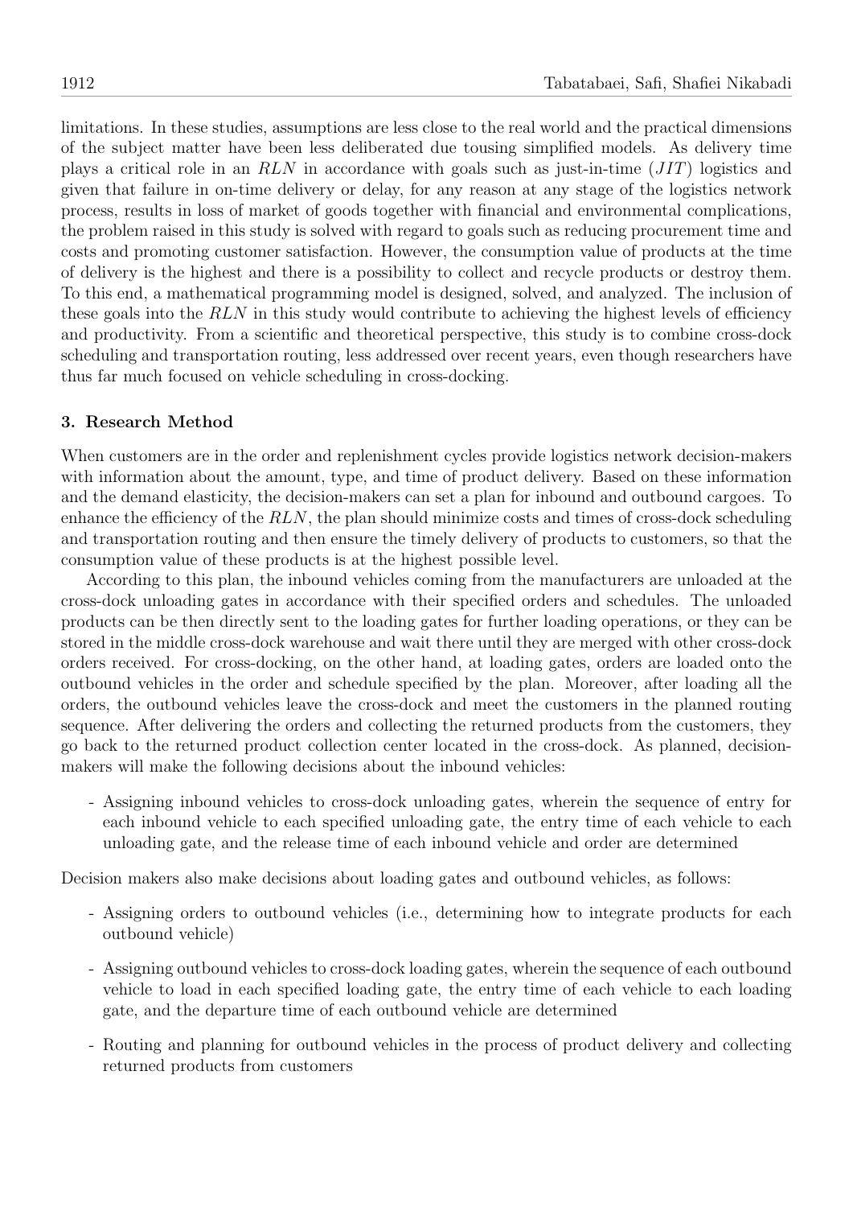limitations. In these studies, assumptions are less close to the real world and the practical dimensions of the subject matter have been less deliberated due tousing simplified models. As delivery time plays a critical role in an $RLN$ in accordance with goals such as just-in-time ($JIT$) logistics and given that failure in on-time delivery or delay, for any reason at any stage of the logistics network process, results in loss of market of goods together with financial and environmental complications, the problem raised in this study is solved with regard to goals such as reducing procurement time and costs and promoting customer satisfaction. However, the consumption value of products at the time of delivery is the highest and there is a possibility to collect and recycle products or destroy them. To this end, a mathematical programming model is designed, solved, and analyzed. The inclusion of these goals into the $RLN$ in this study would contribute to achieving the highest levels of efficiency and productivity. From a scientific and theoretical perspective, this study is to combine cross-dock scheduling and transportation routing, less addressed over recent years, even though researchers have thus far much focused on vehicle scheduling in cross-docking.

### 3. Research Method

When customers are in the order and replenishment cycles provide logistics network decision-makers with information about the amount, type, and time of product delivery. Based on these information and the demand elasticity, the decision-makers can set a plan for inbound and outbound cargoes. To enhance the efficiency of the $RLN$, the plan should minimize costs and times of cross-dock scheduling and transportation routing and then ensure the timely delivery of products to customers, so that the consumption value of these products is at the highest possible level.

According to this plan, the inbound vehicles coming from the manufacturers are unloaded at the cross-dock unloading gates in accordance with their specified orders and schedules. The unloaded products can be then directly sent to the loading gates for further loading operations, or they can be stored in the middle cross-dock warehouse and wait there until they are merged with other cross-dock orders received. For cross-docking, on the other hand, at loading gates, orders are loaded onto the outbound vehicles in the order and schedule specified by the plan. Moreover, after loading all the orders, the outbound vehicles leave the cross-dock and meet the customers in the planned routing sequence. After delivering the orders and collecting the returned products from the customers, they go back to the returned product collection center located in the cross-dock. As planned, decision-makers will make the following decisions about the inbound vehicles:

- Assigning inbound vehicles to cross-dock unloading gates, wherein the sequence of entry for each inbound vehicle to each specified unloading gate, the entry time of each vehicle to each unloading gate, and the release time of each inbound vehicle and order are determined

Decision makers also make decisions about loading gates and outbound vehicles, as follows:

- Assigning orders to outbound vehicles (i.e., determining how to integrate products for each outbound vehicle)
- Assigning outbound vehicles to cross-dock loading gates, wherein the sequence of each outbound vehicle to load in each specified loading gate, the entry time of each vehicle to each loading gate, and the departure time of each outbound vehicle are determined
- Routing and planning for outbound vehicles in the process of product delivery and collecting returned products from customers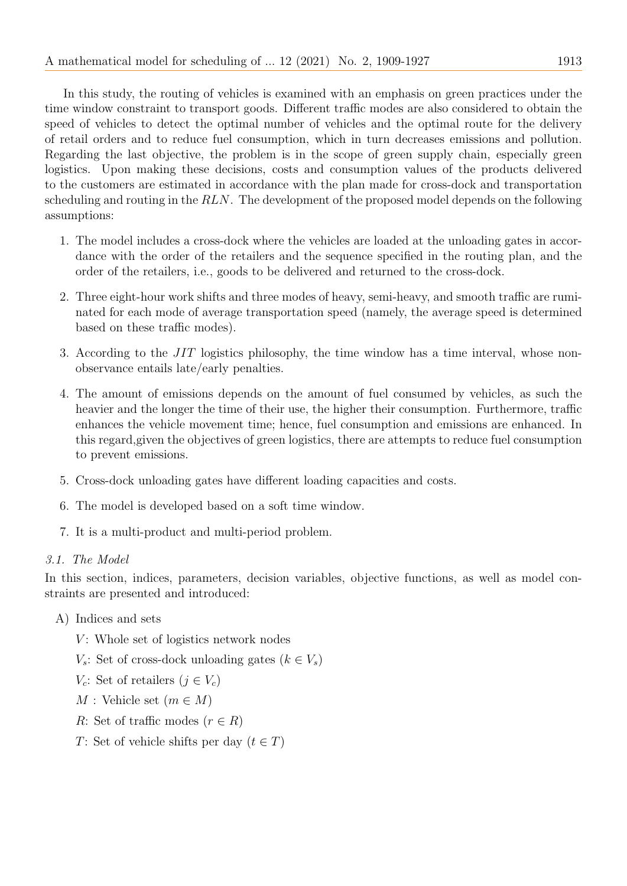In this study, the routing of vehicles is examined with an emphasis on green practices under the time window constraint to transport goods. Different traffic modes are also considered to obtain the speed of vehicles to detect the optimal number of vehicles and the optimal route for the delivery of retail orders and to reduce fuel consumption, which in turn decreases emissions and pollution. Regarding the last objective, the problem is in the scope of green supply chain, especially green logistics. Upon making these decisions, costs and consumption values of the products delivered to the customers are estimated in accordance with the plan made for cross-dock and transportation scheduling and routing in the $RLN$. The development of the proposed model depends on the following assumptions:

1. The model includes a cross-dock where the vehicles are loaded at the unloading gates in accordance with the order of the retailers and the sequence specified in the routing plan, and the order of the retailers, i.e., goods to be delivered and returned to the cross-dock.
2. Three eight-hour work shifts and three modes of heavy, semi-heavy, and smooth traffic are ruminated for each mode of average transportation speed (namely, the average speed is determined based on these traffic modes).
3. According to the $JIT$ logistics philosophy, the time window has a time interval, whose non-observance entails late/early penalties.
4. The amount of emissions depends on the amount of fuel consumed by vehicles, as such the heavier and the longer the time of their use, the higher their consumption. Furthermore, traffic enhances the vehicle movement time; hence, fuel consumption and emissions are enhanced. In this regard,given the objectives of green logistics, there are attempts to reduce fuel consumption to prevent emissions.
5. Cross-dock unloading gates have different loading capacities and costs.
6. The model is developed based on a soft time window.
7. It is a multi-product and multi-period problem.

### 3.1. The Model

In this section, indices, parameters, decision variables, objective functions, as well as model constraints are presented and introduced:

A) Indices and sets

$V$: Whole set of logistics network nodes

$V_s$: Set of cross-dock unloading gates ($k \in V_s$)

$V_c$: Set of retailers ($j \in V_c$)

$M$ : Vehicle set ($m \in M$)

$R$: Set of traffic modes ($r \in R$)

$T$: Set of vehicle shifts per day ($t \in T$)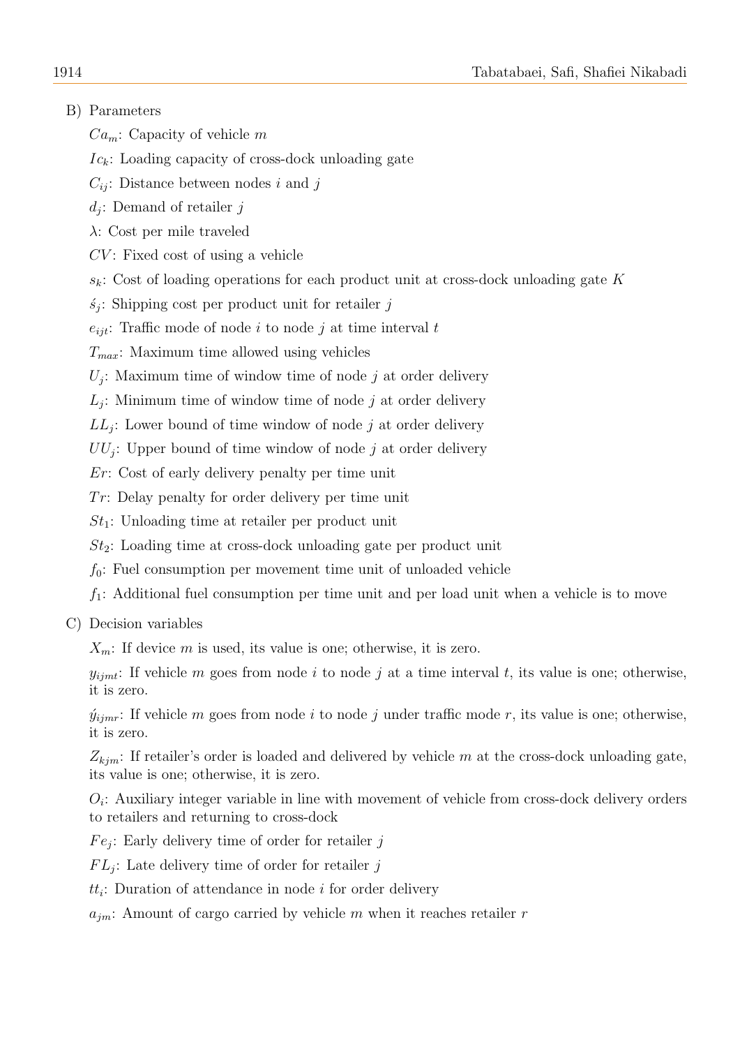B) Parameters

$Ca_m$: Capacity of vehicle $m$

$Ic_k$: Loading capacity of cross-dock unloading gate

$C_{ij}$: Distance between nodes $i$ and $j$

$d_j$: Demand of retailer $j$

$\lambda$: Cost per mile traveled

$CV$: Fixed cost of using a vehicle

$s_k$: Cost of loading operations for each product unit at cross-dock unloading gate $K$

$\acute{s}_j$: Shipping cost per product unit for retailer $j$

$e_{ijt}$: Traffic mode of node $i$ to node $j$ at time interval $t$

$T_{max}$: Maximum time allowed using vehicles

$U_j$: Maximum time of window time of node $j$ at order delivery

$L_j$: Minimum time of window time of node $j$ at order delivery

$LL_j$: Lower bound of time window of node $j$ at order delivery

$UU_j$: Upper bound of time window of node $j$ at order delivery

$Er$: Cost of early delivery penalty per time unit

$Tr$: Delay penalty for order delivery per time unit

$St_1$: Unloading time at retailer per product unit

$St_2$: Loading time at cross-dock unloading gate per product unit

$f_0$: Fuel consumption per movement time unit of unloaded vehicle

$f_1$: Additional fuel consumption per time unit and per load unit when a vehicle is to move

C) Decision variables

$X_m$: If device $m$ is used, its value is one; otherwise, it is zero.

$y_{ijmt}$: If vehicle $m$ goes from node $i$ to node $j$ at a time interval $t$, its value is one; otherwise, it is zero.

$\acute{y}_{ijmr}$: If vehicle $m$ goes from node $i$ to node $j$ under traffic mode $r$, its value is one; otherwise, it is zero.

$Z_{kjm}$: If retailer's order is loaded and delivered by vehicle $m$ at the cross-dock unloading gate, its value is one; otherwise, it is zero.

$O_i$: Auxiliary integer variable in line with movement of vehicle from cross-dock delivery orders to retailers and returning to cross-dock

$Fe_j$: Early delivery time of order for retailer $j$

$FL_j$: Late delivery time of order for retailer $j$

$tt_i$: Duration of attendance in node $i$ for order delivery

$a_{jm}$: Amount of cargo carried by vehicle $m$ when it reaches retailer $r$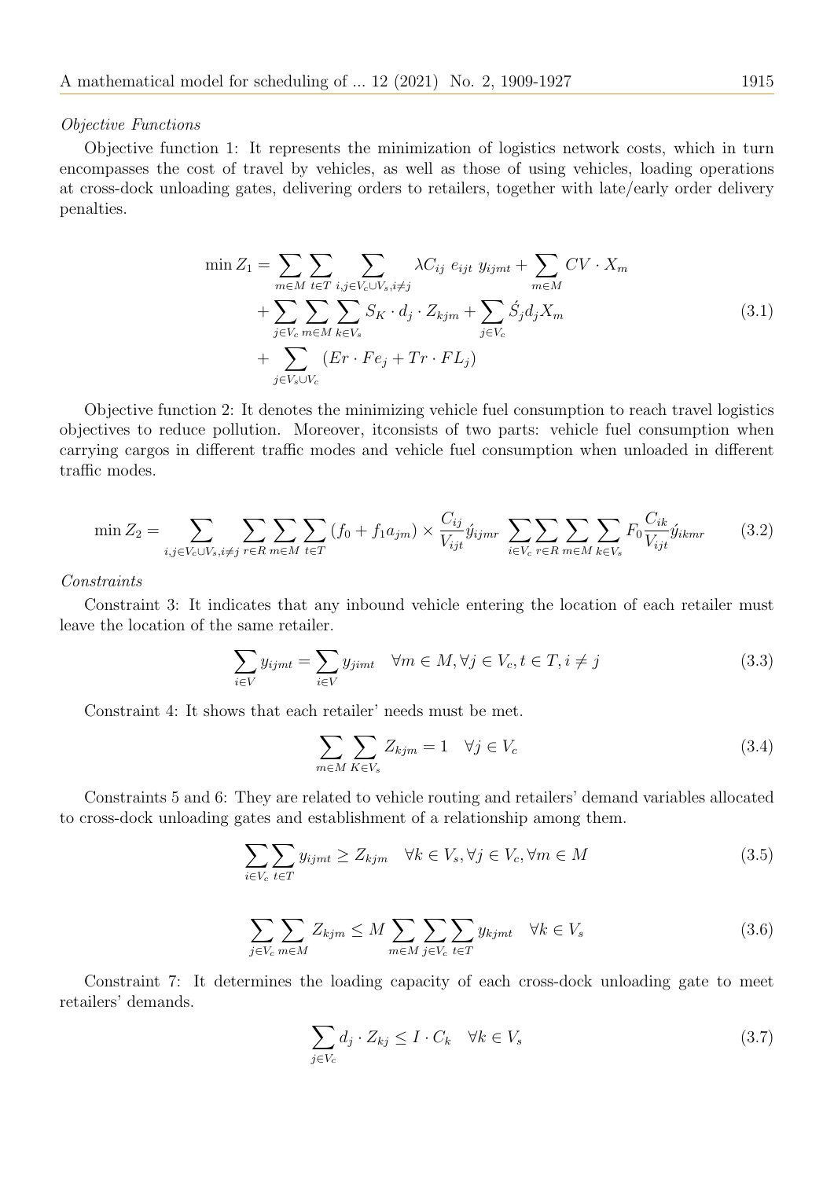*Objective Functions*

Objective function 1: It represents the minimization of logistics network costs, which in turn encompasses the cost of travel by vehicles, as well as those of using vehicles, loading operations at cross-dock unloading gates, delivering orders to retailers, together with late/early order delivery penalties.

$$
\begin{aligned}
\min Z_1 = & \sum_{m\in M}\sum_{t\in T}\sum_{i,j\in V_c\cup V_s, i\neq j} \lambda C_{ij}\ e_{ijt}\ y_{ijmt} + \sum_{m\in M} CV\cdot X_m \\
& + \sum_{j\in V_c}\sum_{m\in M}\sum_{k\in V_s} S_K \cdot d_j \cdot Z_{kjm} + \sum_{j\in V_c} \acute{S}_j d_j X_m \\
& + \sum_{j\in V_s\cup V_c} (Er\cdot Fe_j + Tr\cdot FL_j)
\end{aligned}
\tag{3.1}
$$

Objective function 2: It denotes the minimizing vehicle fuel consumption to reach travel logistics objectives to reduce pollution. Moreover, itconsists of two parts: vehicle fuel consumption when carrying cargos in different traffic modes and vehicle fuel consumption when unloaded in different traffic modes.

$$
\min Z_2 = \sum_{i,j\in V_c\cup V_s, i\neq j}\sum_{r\in R}\sum_{m\in M}\sum_{t\in T} (f_0 + f_1 a_{jm}) \times \frac{C_{ij}}{V_{ijt}} \acute{y}_{ijmr}\ \sum_{i\in V_c}\sum_{r\in R}\sum_{m\in M}\sum_{k\in V_s} F_0 \frac{C_{ik}}{V_{ijt}} \acute{y}_{ikmr}
\tag{3.2}
$$

*Constraints*

Constraint 3: It indicates that any inbound vehicle entering the location of each retailer must leave the location of the same retailer.

$$
\sum_{i\in V} y_{ijmt} = \sum_{i\in V} y_{jimt} \quad \forall m\in M, \forall j\in V_c, t\in T, i\neq j
\tag{3.3}
$$

Constraint 4: It shows that each retailer' needs must be met.

$$
\sum_{m\in M}\sum_{K\in V_s} Z_{kjm} = 1 \quad \forall j\in V_c
\tag{3.4}
$$

Constraints 5 and 6: They are related to vehicle routing and retailers' demand variables allocated to cross-dock unloading gates and establishment of a relationship among them.

$$
\sum_{i\in V_c}\sum_{t\in T} y_{ijmt} \geq Z_{kjm} \quad \forall k\in V_s, \forall j\in V_c, \forall m\in M
\tag{3.5}
$$

$$
\sum_{j\in V_c}\sum_{m\in M} Z_{kjm} \leq M \sum_{m\in M}\sum_{j\in V_c}\sum_{t\in T} y_{kjmt} \quad \forall k\in V_s
\tag{3.6}
$$

Constraint 7: It determines the loading capacity of each cross-dock unloading gate to meet retailers' demands.

$$
\sum_{j\in V_c} d_j\cdot Z_{kj} \leq I\cdot C_k \quad \forall k\in V_s
\tag{3.7}
$$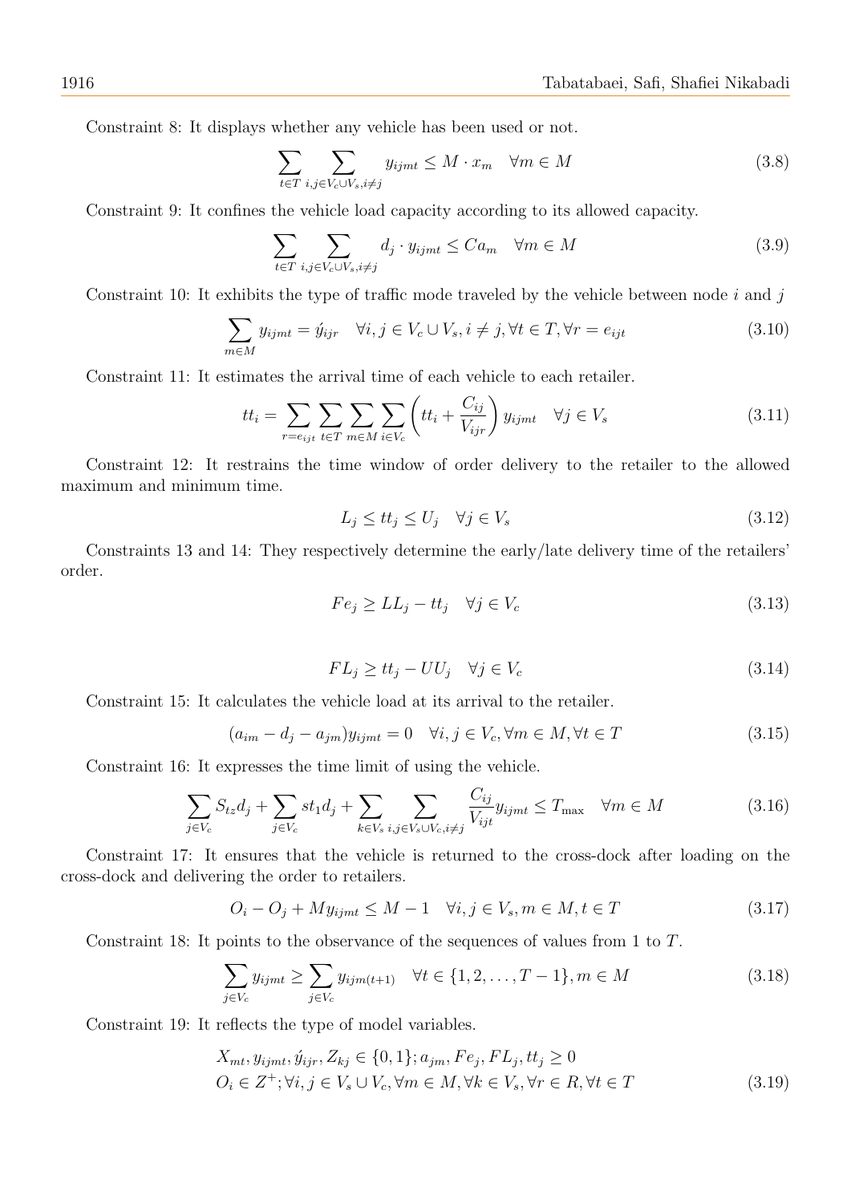Constraint 8: It displays whether any vehicle has been used or not.

$$\sum_{t\in T}\sum_{i,j\in V_c\cup V_s, i\neq j} y_{ijmt} \leq M\cdot x_m \quad \forall m\in M \tag{3.8}$$

Constraint 9: It confines the vehicle load capacity according to its allowed capacity.

$$\sum_{t\in T}\sum_{i,j\in V_c\cup V_s, i\neq j} d_j\cdot y_{ijmt} \leq Ca_m \quad \forall m\in M \tag{3.9}$$

Constraint 10: It exhibits the type of traffic mode traveled by the vehicle between node $i$ and $j$

$$\sum_{m\in M} y_{ijmt} = \acute{y}_{ijr} \quad \forall i,j\in V_c\cup V_s, i\neq j, \forall t\in T, \forall r=e_{ijt} \tag{3.10}$$

Constraint 11: It estimates the arrival time of each vehicle to each retailer.

$$tt_i = \sum_{r=e_{ijt}}\sum_{t\in T}\sum_{m\in M}\sum_{i\in V_c}\left(tt_i+\frac{C_{ij}}{V_{ijr}}\right)y_{ijmt} \quad \forall j\in V_s \tag{3.11}$$

Constraint 12: It restrains the time window of order delivery to the retailer to the allowed maximum and minimum time.

$$L_j \leq tt_j \leq U_j \quad \forall j\in V_s \tag{3.12}$$

Constraints 13 and 14: They respectively determine the early/late delivery time of the retailers' order.

$$Fe_j \geq LL_j - tt_j \quad \forall j\in V_c \tag{3.13}$$

$$FL_j \geq tt_j - UU_j \quad \forall j\in V_c \tag{3.14}$$

Constraint 15: It calculates the vehicle load at its arrival to the retailer.

$$(a_{im}-d_j-a_{jm})y_{ijmt} = 0 \quad \forall i,j\in V_c, \forall m\in M, \forall t\in T \tag{3.15}$$

Constraint 16: It expresses the time limit of using the vehicle.

$$\sum_{j\in V_c} S_{tz}d_j + \sum_{j\in V_c} st_1 d_j + \sum_{k\in V_s}\sum_{i,j\in V_s\cup V_c, i\neq j}\frac{C_{ij}}{V_{ijt}}y_{ijmt} \leq T_{\max} \quad \forall m\in M \tag{3.16}$$

Constraint 17: It ensures that the vehicle is returned to the cross-dock after loading on the cross-dock and delivering the order to retailers.

$$O_i - O_j + My_{ijmt} \leq M-1 \quad \forall i,j\in V_s, m\in M, t\in T \tag{3.17}$$

Constraint 18: It points to the observance of the sequences of values from 1 to $T$.

$$\sum_{j\in V_c} y_{ijmt} \geq \sum_{j\in V_c} y_{ijm(t+1)} \quad \forall t\in\{1,2,\ldots,T-1\}, m\in M \tag{3.18}$$

Constraint 19: It reflects the type of model variables.

$$\begin{aligned}&X_{mt}, y_{ijmt}, \acute{y}_{ijr}, Z_{kj}\in\{0,1\}; a_{jm}, Fe_j, FL_j, tt_j \geq 0\\ &O_i\in Z^+; \forall i,j\in V_s\cup V_c, \forall m\in M, \forall k\in V_s, \forall r\in R, \forall t\in T\end{aligned} \tag{3.19}$$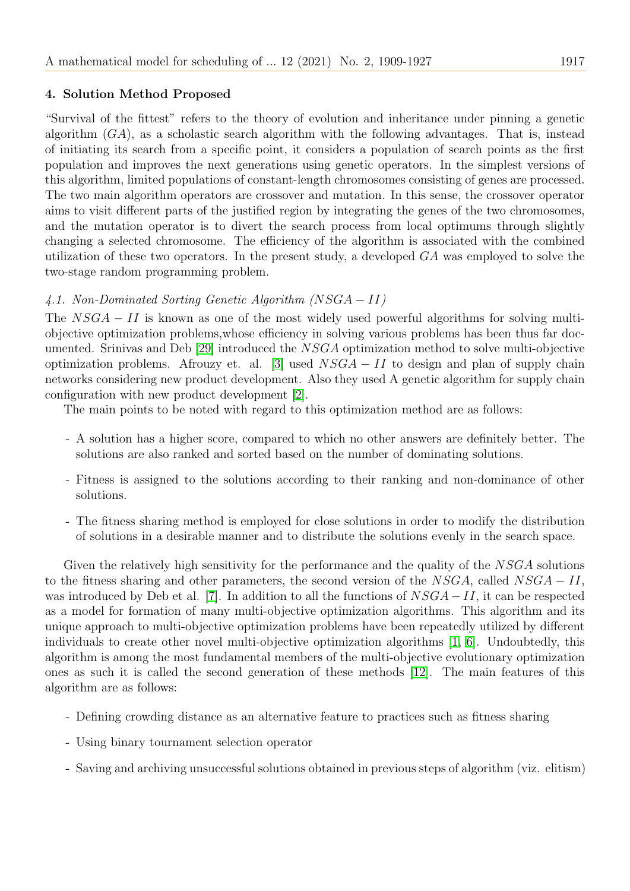## 4. Solution Method Proposed

"Survival of the fittest" refers to the theory of evolution and inheritance under pinning a genetic algorithm ($GA$), as a scholastic search algorithm with the following advantages. That is, instead of initiating its search from a specific point, it considers a population of search points as the first population and improves the next generations using genetic operators. In the simplest versions of this algorithm, limited populations of constant-length chromosomes consisting of genes are processed. The two main algorithm operators are crossover and mutation. In this sense, the crossover operator aims to visit different parts of the justified region by integrating the genes of the two chromosomes, and the mutation operator is to divert the search process from local optimums through slightly changing a selected chromosome. The efficiency of the algorithm is associated with the combined utilization of these two operators. In the present study, a developed $GA$ was employed to solve the two-stage random programming problem.

### *4.1. Non-Dominated Sorting Genetic Algorithm ($NSGA-II$)*

The $NSGA-II$ is known as one of the most widely used powerful algorithms for solving multi-objective optimization problems,whose efficiency in solving various problems has been thus far documented. Srinivas and Deb [29] introduced the $NSGA$ optimization method to solve multi-objective optimization problems. Afrouzy et. al. [3] used $NSGA-II$ to design and plan of supply chain networks considering new product development. Also they used A genetic algorithm for supply chain configuration with new product development [2].

The main points to be noted with regard to this optimization method are as follows:

- A solution has a higher score, compared to which no other answers are definitely better. The solutions are also ranked and sorted based on the number of dominating solutions.
- Fitness is assigned to the solutions according to their ranking and non-dominance of other solutions.
- The fitness sharing method is employed for close solutions in order to modify the distribution of solutions in a desirable manner and to distribute the solutions evenly in the search space.

Given the relatively high sensitivity for the performance and the quality of the $NSGA$ solutions to the fitness sharing and other parameters, the second version of the $NSGA$, called $NSGA-II$, was introduced by Deb et al. [7]. In addition to all the functions of $NSGA-II$, it can be respected as a model for formation of many multi-objective optimization algorithms. This algorithm and its unique approach to multi-objective optimization problems have been repeatedly utilized by different individuals to create other novel multi-objective optimization algorithms [1, 6]. Undoubtedly, this algorithm is among the most fundamental members of the multi-objective evolutionary optimization ones as such it is called the second generation of these methods [12]. The main features of this algorithm are as follows:

- Defining crowding distance as an alternative feature to practices such as fitness sharing
- Using binary tournament selection operator
- Saving and archiving unsuccessful solutions obtained in previous steps of algorithm (viz. elitism)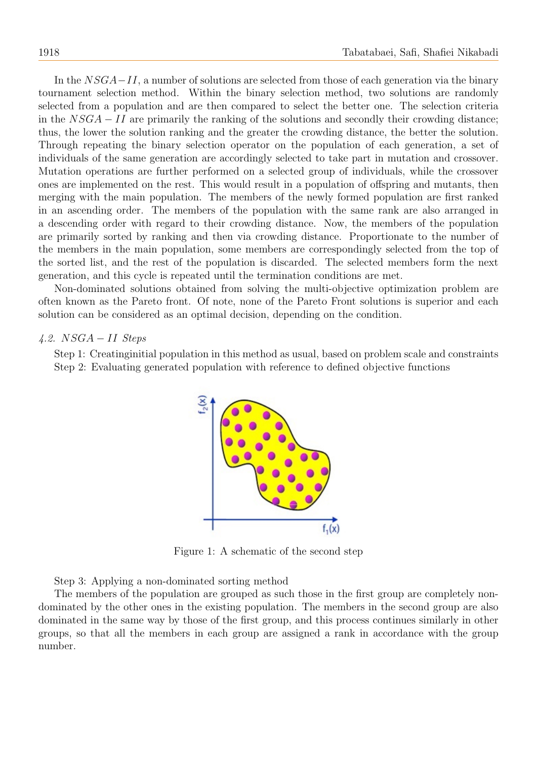In the $NSGA-II$, a number of solutions are selected from those of each generation via the binary tournament selection method. Within the binary selection method, two solutions are randomly selected from a population and are then compared to select the better one. The selection criteria in the $NSGA-II$ are primarily the ranking of the solutions and secondly their crowding distance; thus, the lower the solution ranking and the greater the crowding distance, the better the solution. Through repeating the binary selection operator on the population of each generation, a set of individuals of the same generation are accordingly selected to take part in mutation and crossover. Mutation operations are further performed on a selected group of individuals, while the crossover ones are implemented on the rest. This would result in a population of offspring and mutants, then merging with the main population. The members of the newly formed population are first ranked in an ascending order. The members of the population with the same rank are also arranged in a descending order with regard to their crowding distance. Now, the members of the population are primarily sorted by ranking and then via crowding distance. Proportionate to the number of the members in the main population, some members are correspondingly selected from the top of the sorted list, and the rest of the population is discarded. The selected members form the next generation, and this cycle is repeated until the termination conditions are met.

Non-dominated solutions obtained from solving the multi-objective optimization problem are often known as the Pareto front. Of note, none of the Pareto Front solutions is superior and each solution can be considered as an optimal decision, depending on the condition.

### *4.2. $NSGA-II$ Steps*

Step 1: Creatinginitial population in this method as usual, based on problem scale and constraints

Step 2: Evaluating generated population with reference to defined objective functions

Figure 1: A schematic of the second step

Step 3: Applying a non-dominated sorting method

The members of the population are grouped as such those in the first group are completely non-dominated by the other ones in the existing population. The members in the second group are also dominated in the same way by those of the first group, and this process continues similarly in other groups, so that all the members in each group are assigned a rank in accordance with the group number.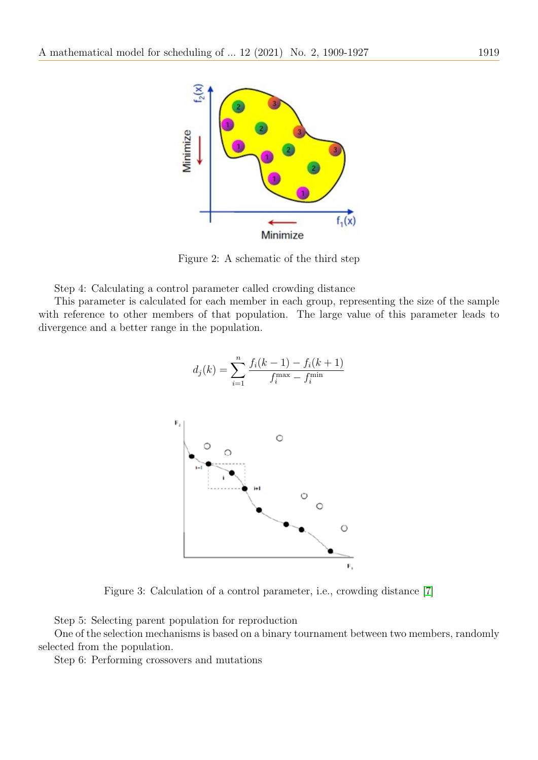Figure 2: A schematic of the third step

Step 4: Calculating a control parameter called crowding distance

This parameter is calculated for each member in each group, representing the size of the sample with reference to other members of that population. The large value of this parameter leads to divergence and a better range in the population.

$$d_j(k) = \sum_{i=1}^{n} \frac{f_i(k-1) - f_i(k+1)}{f_i^{\max} - f_i^{\min}}$$

Figure 3: Calculation of a control parameter, i.e., crowding distance [7]

Step 5: Selecting parent population for reproduction

One of the selection mechanisms is based on a binary tournament between two members, randomly selected from the population.

Step 6: Performing crossovers and mutations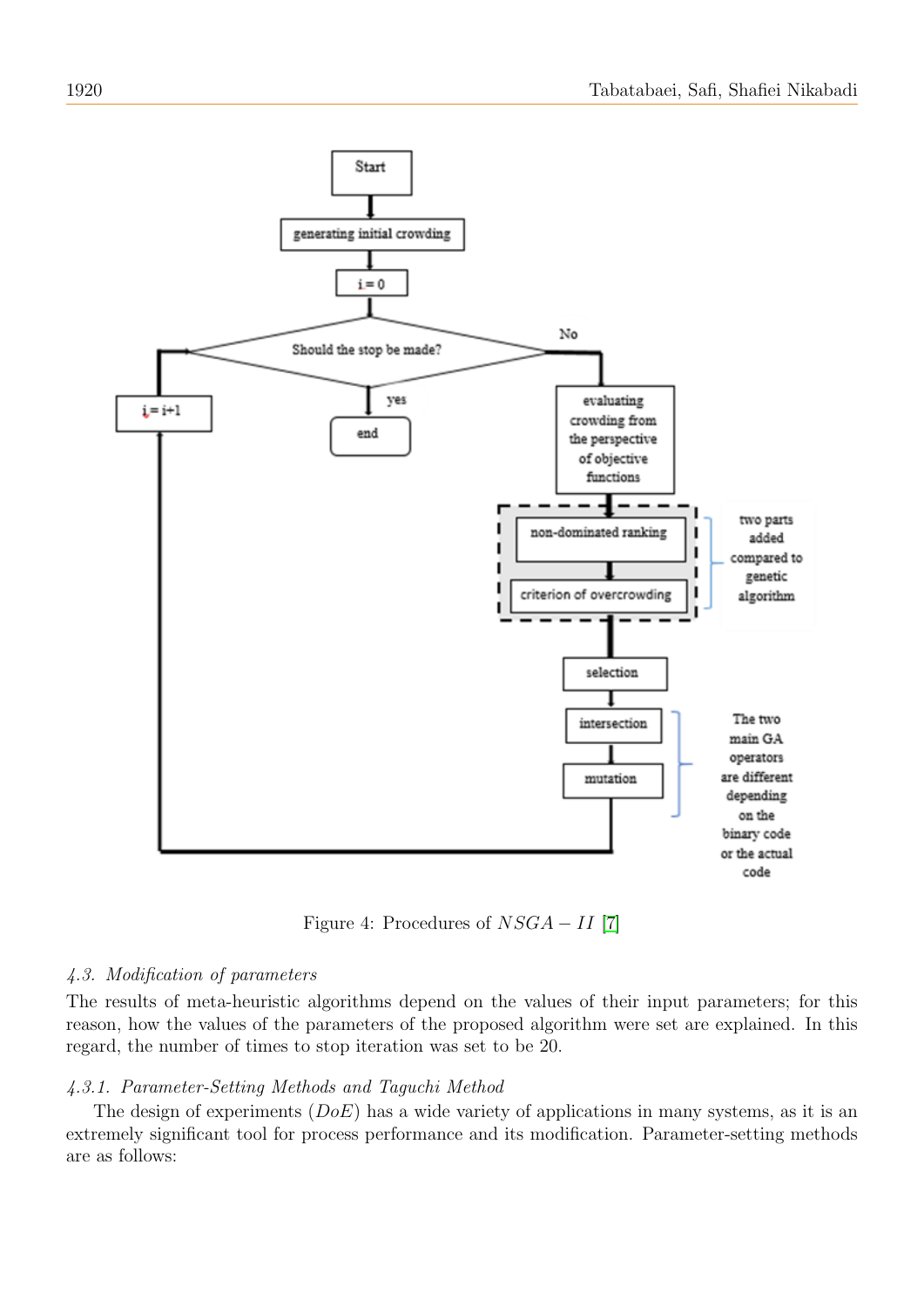Figure 4: Procedures of $NSGA - II$ [7]

*4.3. Modification of parameters*

The results of meta-heuristic algorithms depend on the values of their input parameters; for this reason, how the values of the parameters of the proposed algorithm were set are explained. In this regard, the number of times to stop iteration was set to be 20.

*4.3.1. Parameter-Setting Methods and Taguchi Method*

The design of experiments ($DoE$) has a wide variety of applications in many systems, as it is an extremely significant tool for process performance and its modification. Parameter-setting methods are as follows: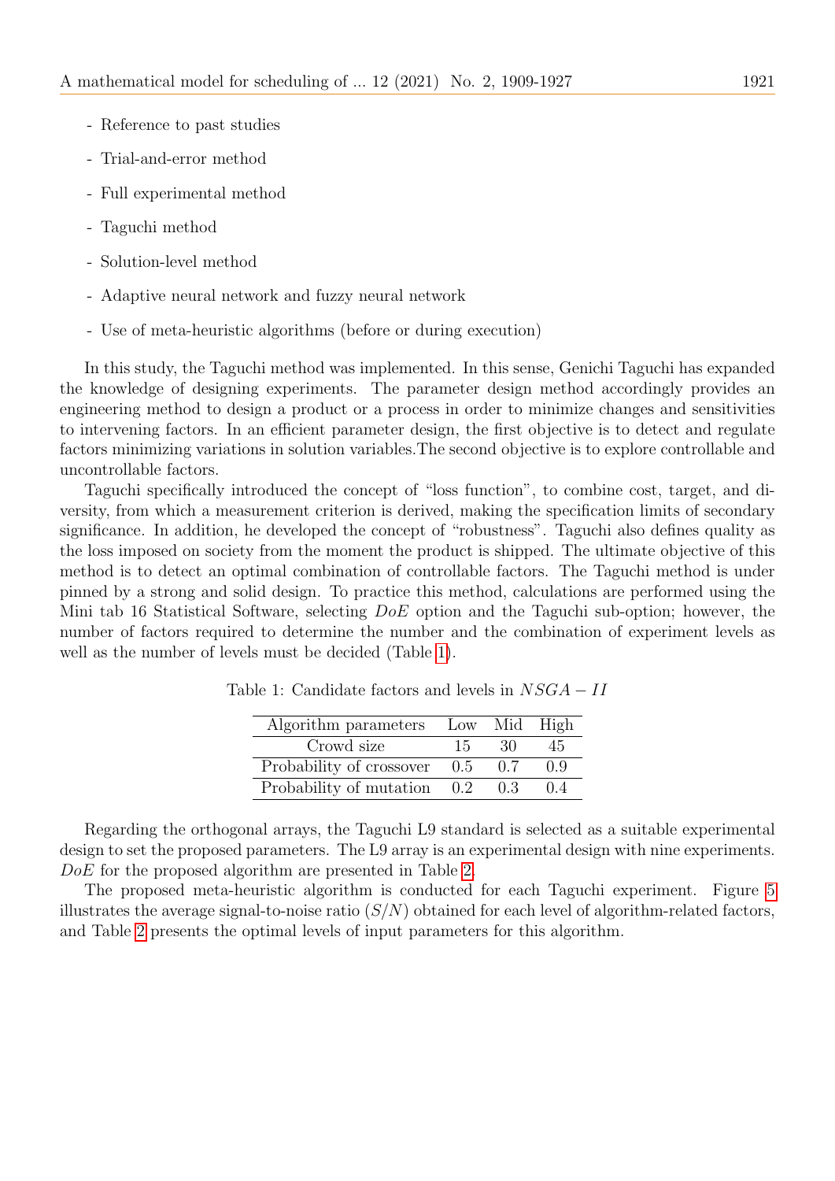- Reference to past studies
- Trial-and-error method
- Full experimental method
- Taguchi method
- Solution-level method
- Adaptive neural network and fuzzy neural network
- Use of meta-heuristic algorithms (before or during execution)

In this study, the Taguchi method was implemented. In this sense, Genichi Taguchi has expanded the knowledge of designing experiments. The parameter design method accordingly provides an engineering method to design a product or a process in order to minimize changes and sensitivities to intervening factors. In an efficient parameter design, the first objective is to detect and regulate factors minimizing variations in solution variables.The second objective is to explore controllable and uncontrollable factors.

Taguchi specifically introduced the concept of "loss function", to combine cost, target, and diversity, from which a measurement criterion is derived, making the specification limits of secondary significance. In addition, he developed the concept of "robustness". Taguchi also defines quality as the loss imposed on society from the moment the product is shipped. The ultimate objective of this method is to detect an optimal combination of controllable factors. The Taguchi method is under pinned by a strong and solid design. To practice this method, calculations are performed using the Mini tab 16 Statistical Software, selecting $DoE$ option and the Taguchi sub-option; however, the number of factors required to determine the number and the combination of experiment levels as well as the number of levels must be decided (Table 1).

Table 1: Candidate factors and levels in $NSGA-II$

| Algorithm parameters | Low | Mid | High |
|---|---|---|---|
| Crowd size | 15 | 30 | 45 |
| Probability of crossover | 0.5 | 0.7 | 0.9 |
| Probability of mutation | 0.2 | 0.3 | 0.4 |

Regarding the orthogonal arrays, the Taguchi L9 standard is selected as a suitable experimental design to set the proposed parameters. The L9 array is an experimental design with nine experiments. $DoE$ for the proposed algorithm are presented in Table 2.

The proposed meta-heuristic algorithm is conducted for each Taguchi experiment. Figure 5 illustrates the average signal-to-noise ratio ($S/N$) obtained for each level of algorithm-related factors, and Table 2 presents the optimal levels of input parameters for this algorithm.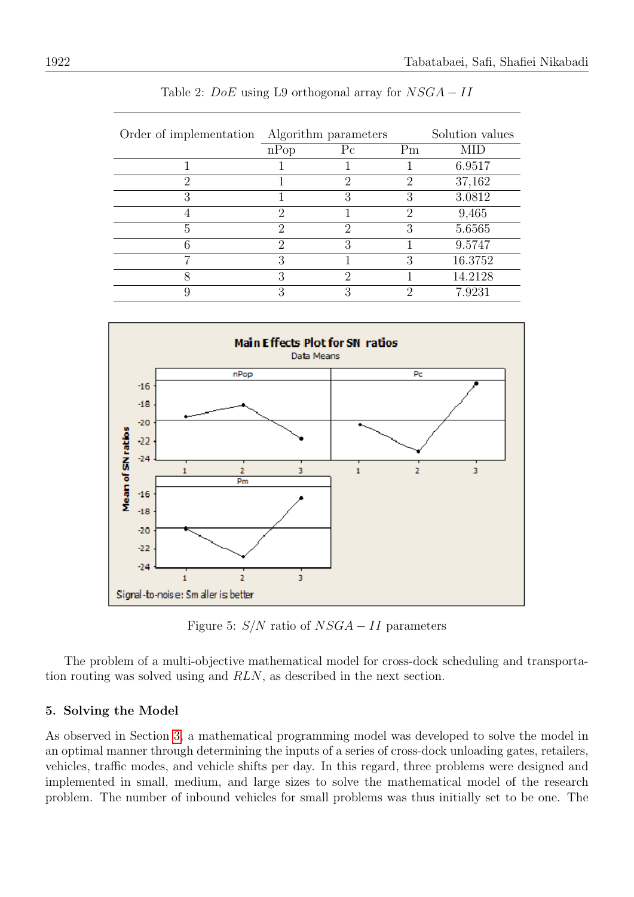Table 2: $DoE$ using L9 orthogonal array for $NSGA-II$

| Order of implementation | Algorithm parameters | | | Solution values |
|---|---|---|---|---|
| | nPop | Pc | Pm | MID |
| 1 | 1 | 1 | 1 | 6.9517 |
| 2 | 1 | 2 | 2 | 37,162 |
| 3 | 1 | 3 | 3 | 3.0812 |
| 4 | 2 | 1 | 2 | 9,465 |
| 5 | 2 | 2 | 3 | 5.6565 |
| 6 | 2 | 3 | 1 | 9.5747 |
| 7 | 3 | 1 | 3 | 16.3752 |
| 8 | 3 | 2 | 1 | 14.2128 |
| 9 | 3 | 3 | 2 | 7.9231 |

Figure 5: $S/N$ ratio of $NSGA-II$ parameters

The problem of a multi-objective mathematical model for cross-dock scheduling and transportation routing was solved using and $RLN$, as described in the next section.

## 5. Solving the Model

As observed in Section 3, a mathematical programming model was developed to solve the model in an optimal manner through determining the inputs of a series of cross-dock unloading gates, retailers, vehicles, traffic modes, and vehicle shifts per day. In this regard, three problems were designed and implemented in small, medium, and large sizes to solve the mathematical model of the research problem. The number of inbound vehicles for small problems was thus initially set to be one. The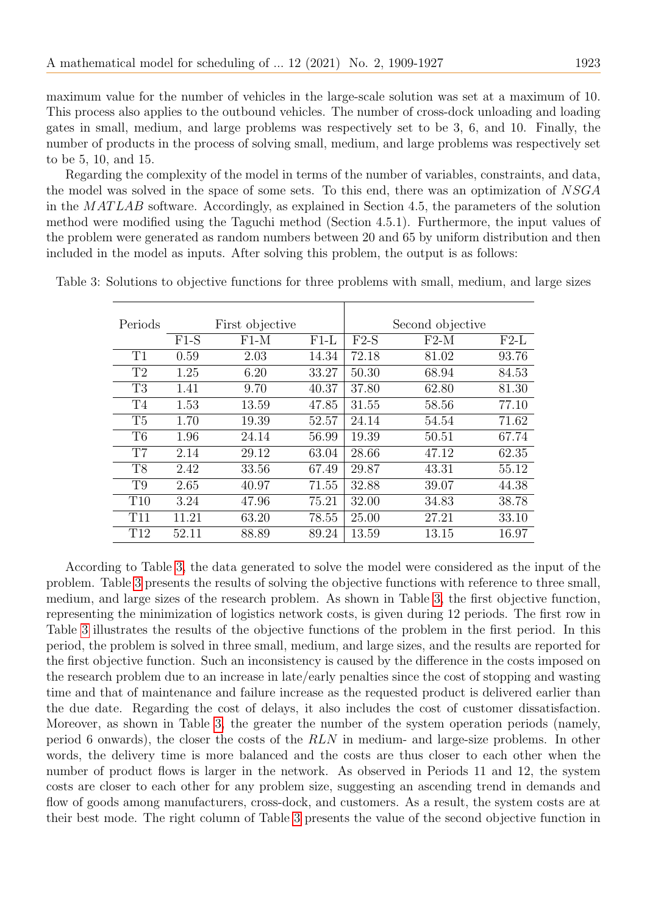maximum value for the number of vehicles in the large-scale solution was set at a maximum of 10. This process also applies to the outbound vehicles. The number of cross-dock unloading and loading gates in small, medium, and large problems was respectively set to be 3, 6, and 10. Finally, the number of products in the process of solving small, medium, and large problems was respectively set to be 5, 10, and 15.

Regarding the complexity of the model in terms of the number of variables, constraints, and data, the model was solved in the space of some sets. To this end, there was an optimization of $NSGA$ in the $MATLAB$ software. Accordingly, as explained in Section 4.5, the parameters of the solution method were modified using the Taguchi method (Section 4.5.1). Furthermore, the input values of the problem were generated as random numbers between 20 and 65 by uniform distribution and then included in the model as inputs. After solving this problem, the output is as follows:

Table 3: Solutions to objective functions for three problems with small, medium, and large sizes

| Periods | First objective | | | Second objective | | |
|---|---|---|---|---|---|---|
| | F1-S | F1-M | F1-L | F2-S | F2-M | F2-L |
| T1 | 0.59 | 2.03 | 14.34 | 72.18 | 81.02 | 93.76 |
| T2 | 1.25 | 6.20 | 33.27 | 50.30 | 68.94 | 84.53 |
| T3 | 1.41 | 9.70 | 40.37 | 37.80 | 62.80 | 81.30 |
| T4 | 1.53 | 13.59 | 47.85 | 31.55 | 58.56 | 77.10 |
| T5 | 1.70 | 19.39 | 52.57 | 24.14 | 54.54 | 71.62 |
| T6 | 1.96 | 24.14 | 56.99 | 19.39 | 50.51 | 67.74 |
| T7 | 2.14 | 29.12 | 63.04 | 28.66 | 47.12 | 62.35 |
| T8 | 2.42 | 33.56 | 67.49 | 29.87 | 43.31 | 55.12 |
| T9 | 2.65 | 40.97 | 71.55 | 32.88 | 39.07 | 44.38 |
| T10 | 3.24 | 47.96 | 75.21 | 32.00 | 34.83 | 38.78 |
| T11 | 11.21 | 63.20 | 78.55 | 25.00 | 27.21 | 33.10 |
| T12 | 52.11 | 88.89 | 89.24 | 13.59 | 13.15 | 16.97 |

According to Table 3, the data generated to solve the model were considered as the input of the problem. Table 3 presents the results of solving the objective functions with reference to three small, medium, and large sizes of the research problem. As shown in Table 3, the first objective function, representing the minimization of logistics network costs, is given during 12 periods. The first row in Table 3 illustrates the results of the objective functions of the problem in the first period. In this period, the problem is solved in three small, medium, and large sizes, and the results are reported for the first objective function. Such an inconsistency is caused by the difference in the costs imposed on the research problem due to an increase in late/early penalties since the cost of stopping and wasting time and that of maintenance and failure increase as the requested product is delivered earlier than the due date. Regarding the cost of delays, it also includes the cost of customer dissatisfaction. Moreover, as shown in Table 3, the greater the number of the system operation periods (namely, period 6 onwards), the closer the costs of the $RLN$ in medium- and large-size problems. In other words, the delivery time is more balanced and the costs are thus closer to each other when the number of product flows is larger in the network. As observed in Periods 11 and 12, the system costs are closer to each other for any problem size, suggesting an ascending trend in demands and flow of goods among manufacturers, cross-dock, and customers. As a result, the system costs are at their best mode. The right column of Table 3 presents the value of the second objective function in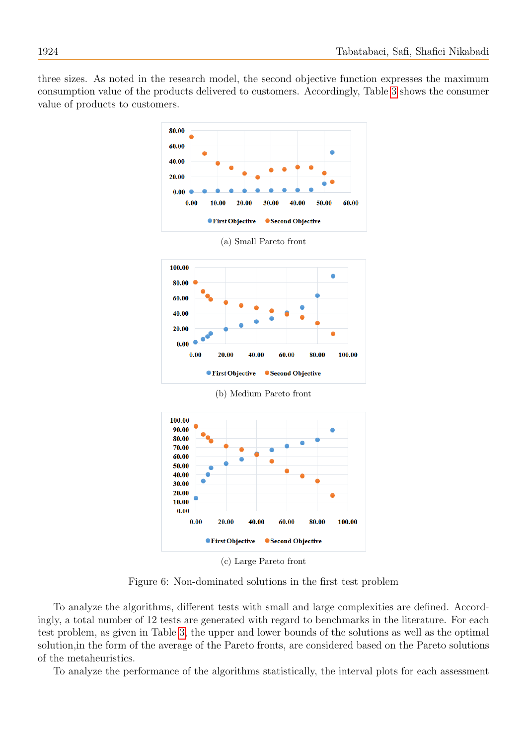three sizes. As noted in the research model, the second objective function expresses the maximum consumption value of the products delivered to customers. Accordingly, Table 3 shows the consumer value of products to customers.

(a) Small Pareto front

(b) Medium Pareto front

(c) Large Pareto front

Figure 6: Non-dominated solutions in the first test problem

To analyze the algorithms, different tests with small and large complexities are defined. Accordingly, a total number of 12 tests are generated with regard to benchmarks in the literature. For each test problem, as given in Table 3, the upper and lower bounds of the solutions as well as the optimal solution,in the form of the average of the Pareto fronts, are considered based on the Pareto solutions of the metaheuristics.

To analyze the performance of the algorithms statistically, the interval plots for each assessment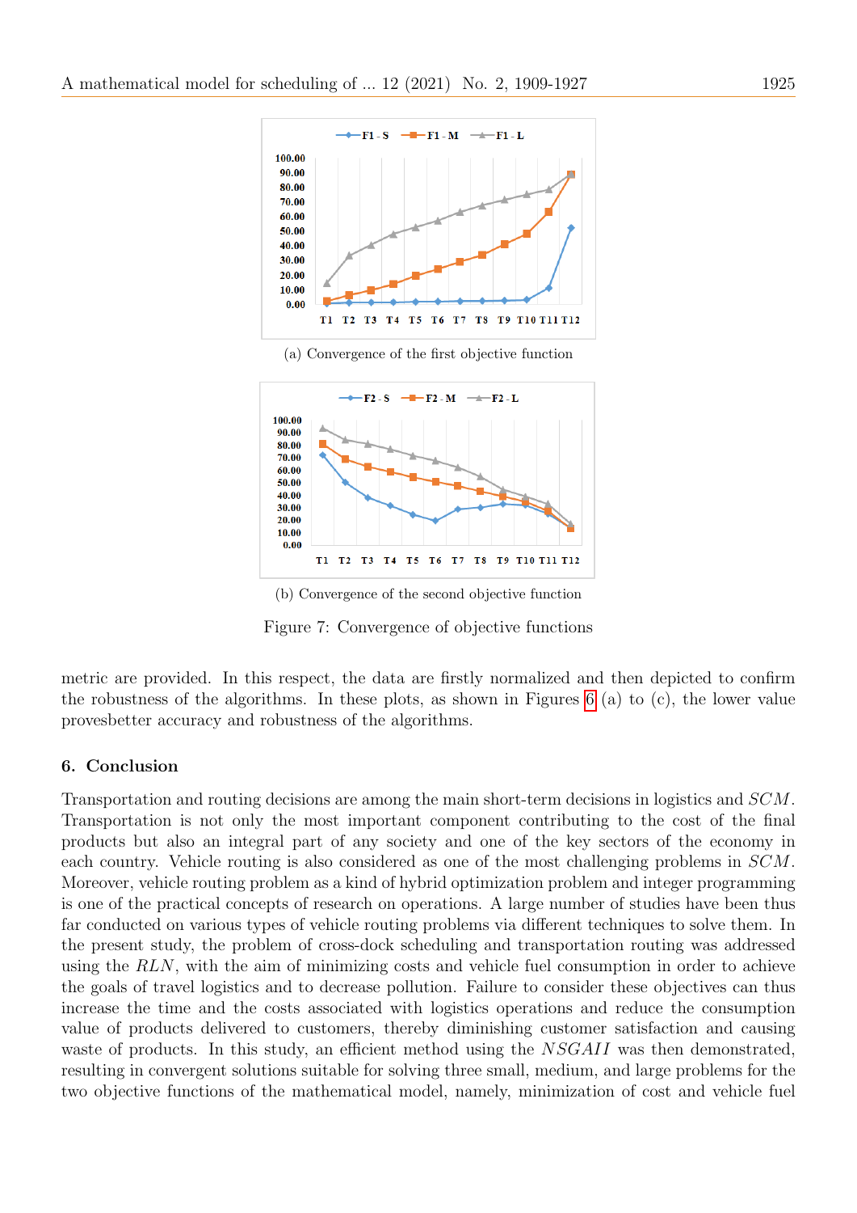(a) Convergence of the first objective function

(b) Convergence of the second objective function

Figure 7: Convergence of objective functions

metric are provided. In this respect, the data are firstly normalized and then depicted to confirm the robustness of the algorithms. In these plots, as shown in Figures 6 (a) to (c), the lower value provesbetter accuracy and robustness of the algorithms.

## 6. Conclusion

Transportation and routing decisions are among the main short-term decisions in logistics and $SCM$. Transportation is not only the most important component contributing to the cost of the final products but also an integral part of any society and one of the key sectors of the economy in each country. Vehicle routing is also considered as one of the most challenging problems in $SCM$. Moreover, vehicle routing problem as a kind of hybrid optimization problem and integer programming is one of the practical concepts of research on operations. A large number of studies have been thus far conducted on various types of vehicle routing problems via different techniques to solve them. In the present study, the problem of cross-dock scheduling and transportation routing was addressed using the $RLN$, with the aim of minimizing costs and vehicle fuel consumption in order to achieve the goals of travel logistics and to decrease pollution. Failure to consider these objectives can thus increase the time and the costs associated with logistics operations and reduce the consumption value of products delivered to customers, thereby diminishing customer satisfaction and causing waste of products. In this study, an efficient method using the $NSGAII$ was then demonstrated, resulting in convergent solutions suitable for solving three small, medium, and large problems for the two objective functions of the mathematical model, namely, minimization of cost and vehicle fuel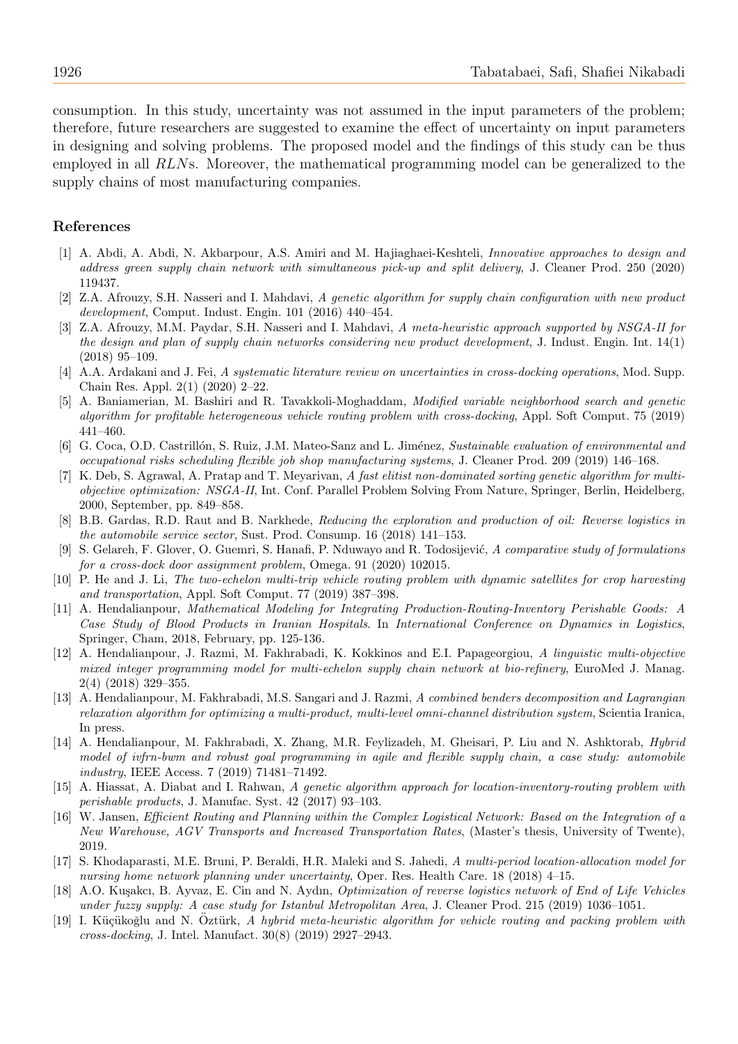consumption. In this study, uncertainty was not assumed in the input parameters of the problem; therefore, future researchers are suggested to examine the effect of uncertainty on input parameters in designing and solving problems. The proposed model and the findings of this study can be thus employed in all *RLN*s. Moreover, the mathematical programming model can be generalized to the supply chains of most manufacturing companies.

## References

[1] A. Abdi, A. Abdi, N. Akbarpour, A.S. Amiri and M. Hajiaghaei-Keshteli, *Innovative approaches to design and address green supply chain network with simultaneous pick-up and split delivery*, J. Cleaner Prod. 250 (2020) 119437.

[2] Z.A. Afrouzy, S.H. Nasseri and I. Mahdavi, *A genetic algorithm for supply chain configuration with new product development*, Comput. Indust. Engin. 101 (2016) 440–454.

[3] Z.A. Afrouzy, M.M. Paydar, S.H. Nasseri and I. Mahdavi, *A meta-heuristic approach supported by NSGA-II for the design and plan of supply chain networks considering new product development*, J. Indust. Engin. Int. 14(1) (2018) 95–109.

[4] A.A. Ardakani and J. Fei, *A systematic literature review on uncertainties in cross-docking operations*, Mod. Supp. Chain Res. Appl. 2(1) (2020) 2–22.

[5] A. Baniamerian, M. Bashiri and R. Tavakkoli-Moghaddam, *Modified variable neighborhood search and genetic algorithm for profitable heterogeneous vehicle routing problem with cross-docking*, Appl. Soft Comput. 75 (2019) 441–460.

[6] G. Coca, O.D. Castrillón, S. Ruiz, J.M. Mateo-Sanz and L. Jiménez, *Sustainable evaluation of environmental and occupational risks scheduling flexible job shop manufacturing systems*, J. Cleaner Prod. 209 (2019) 146–168.

[7] K. Deb, S. Agrawal, A. Pratap and T. Meyarivan, *A fast elitist non-dominated sorting genetic algorithm for multi-objective optimization: NSGA-II*, Int. Conf. Parallel Problem Solving From Nature, Springer, Berlin, Heidelberg, 2000, September, pp. 849–858.

[8] B.B. Gardas, R.D. Raut and B. Narkhede, *Reducing the exploration and production of oil: Reverse logistics in the automobile service sector*, Sust. Prod. Consump. 16 (2018) 141–153.

[9] S. Gelareh, F. Glover, O. Guemri, S. Hanafi, P. Nduwayo and R. Todosijević, *A comparative study of formulations for a cross-dock door assignment problem*, Omega. 91 (2020) 102015.

[10] P. He and J. Li, *The two-echelon multi-trip vehicle routing problem with dynamic satellites for crop harvesting and transportation*, Appl. Soft Comput. 77 (2019) 387–398.

[11] A. Hendalianpour, *Mathematical Modeling for Integrating Production-Routing-Inventory Perishable Goods: A Case Study of Blood Products in Iranian Hospitals*. In *International Conference on Dynamics in Logistics*, Springer, Cham, 2018, February, pp. 125-136.

[12] A. Hendalianpour, J. Razmi, M. Fakhrabadi, K. Kokkinos and E.I. Papageorgiou, *A linguistic multi-objective mixed integer programming model for multi-echelon supply chain network at bio-refinery*, EuroMed J. Manag. 2(4) (2018) 329–355.

[13] A. Hendalianpour, M. Fakhrabadi, M.S. Sangari and J. Razmi, *A combined benders decomposition and Lagrangian relaxation algorithm for optimizing a multi-product, multi-level omni-channel distribution system*, Scientia Iranica, In press.

[14] A. Hendalianpour, M. Fakhrabadi, X. Zhang, M.R. Feylizadeh, M. Gheisari, P. Liu and N. Ashktorab, *Hybrid model of ivfrn-bwm and robust goal programming in agile and flexible supply chain, a case study: automobile industry*, IEEE Access. 7 (2019) 71481–71492.

[15] A. Hiassat, A. Diabat and I. Rahwan, *A genetic algorithm approach for location-inventory-routing problem with perishable products*, J. Manufac. Syst. 42 (2017) 93–103.

[16] W. Jansen, *Efficient Routing and Planning within the Complex Logistical Network: Based on the Integration of a New Warehouse, AGV Transports and Increased Transportation Rates*, (Master's thesis, University of Twente), 2019.

[17] S. Khodaparasti, M.E. Bruni, P. Beraldi, H.R. Maleki and S. Jahedi, *A multi-period location-allocation model for nursing home network planning under uncertainty*, Oper. Res. Health Care. 18 (2018) 4–15.

[18] A.O. Kuşakcı, B. Ayvaz, E. Cin and N. Aydın, *Optimization of reverse logistics network of End of Life Vehicles under fuzzy supply: A case study for Istanbul Metropolitan Area*, J. Cleaner Prod. 215 (2019) 1036–1051.

[19] I. Küçükoğlu and N. Öztürk, *A hybrid meta-heuristic algorithm for vehicle routing and packing problem with cross-docking*, J. Intel. Manufact. 30(8) (2019) 2927–2943.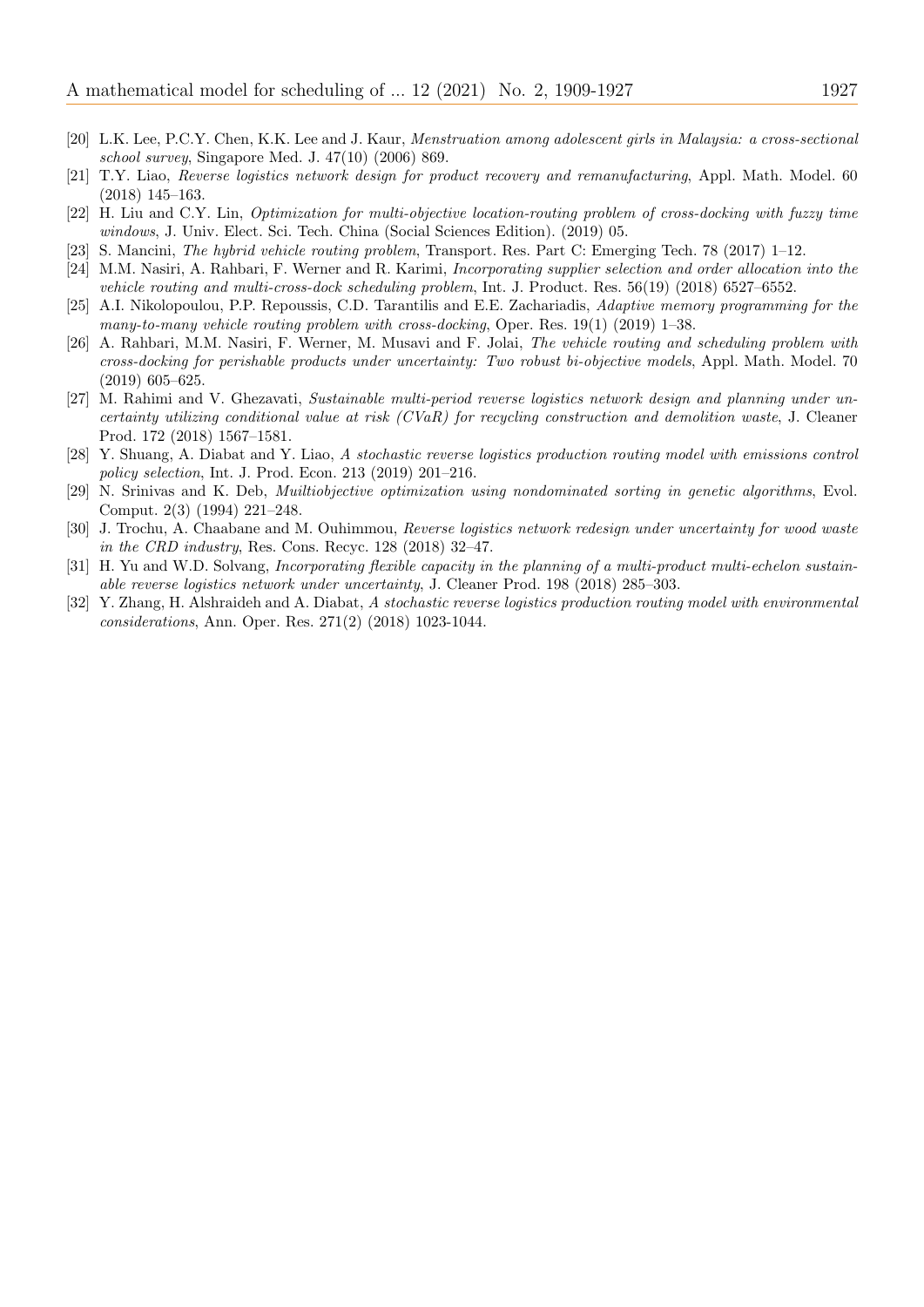[20] L.K. Lee, P.C.Y. Chen, K.K. Lee and J. Kaur, *Menstruation among adolescent girls in Malaysia: a cross-sectional school survey*, Singapore Med. J. 47(10) (2006) 869.

[21] T.Y. Liao, *Reverse logistics network design for product recovery and remanufacturing*, Appl. Math. Model. 60 (2018) 145–163.

[22] H. Liu and C.Y. Lin, *Optimization for multi-objective location-routing problem of cross-docking with fuzzy time windows*, J. Univ. Elect. Sci. Tech. China (Social Sciences Edition). (2019) 05.

[23] S. Mancini, *The hybrid vehicle routing problem*, Transport. Res. Part C: Emerging Tech. 78 (2017) 1–12.

[24] M.M. Nasiri, A. Rahbari, F. Werner and R. Karimi, *Incorporating supplier selection and order allocation into the vehicle routing and multi-cross-dock scheduling problem*, Int. J. Product. Res. 56(19) (2018) 6527–6552.

[25] A.I. Nikolopoulou, P.P. Repoussis, C.D. Tarantilis and E.E. Zachariadis, *Adaptive memory programming for the many-to-many vehicle routing problem with cross-docking*, Oper. Res. 19(1) (2019) 1–38.

[26] A. Rahbari, M.M. Nasiri, F. Werner, M. Musavi and F. Jolai, *The vehicle routing and scheduling problem with cross-docking for perishable products under uncertainty: Two robust bi-objective models*, Appl. Math. Model. 70 (2019) 605–625.

[27] M. Rahimi and V. Ghezavati, *Sustainable multi-period reverse logistics network design and planning under uncertainty utilizing conditional value at risk (CVaR) for recycling construction and demolition waste*, J. Cleaner Prod. 172 (2018) 1567–1581.

[28] Y. Shuang, A. Diabat and Y. Liao, *A stochastic reverse logistics production routing model with emissions control policy selection*, Int. J. Prod. Econ. 213 (2019) 201–216.

[29] N. Srinivas and K. Deb, *Muiltiobjective optimization using nondominated sorting in genetic algorithms*, Evol. Comput. 2(3) (1994) 221–248.

[30] J. Trochu, A. Chaabane and M. Ouhimmou, *Reverse logistics network redesign under uncertainty for wood waste in the CRD industry*, Res. Cons. Recyc. 128 (2018) 32–47.

[31] H. Yu and W.D. Solvang, *Incorporating flexible capacity in the planning of a multi-product multi-echelon sustainable reverse logistics network under uncertainty*, J. Cleaner Prod. 198 (2018) 285–303.

[32] Y. Zhang, H. Alshraideh and A. Diabat, *A stochastic reverse logistics production routing model with environmental considerations*, Ann. Oper. Res. 271(2) (2018) 1023-1044.